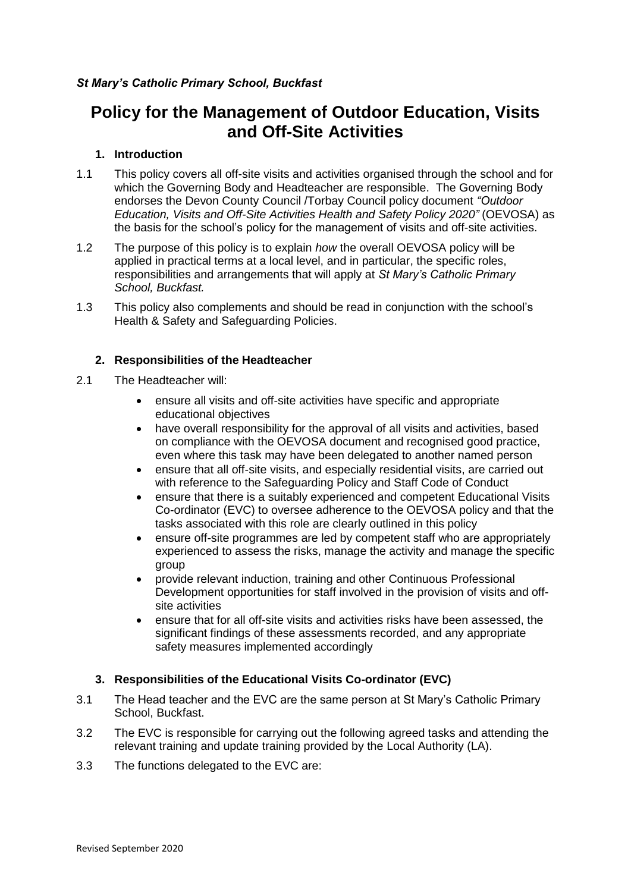*St Mary's Catholic Primary School, Buckfast*

# Policy for the Management of Outdoor Education, Visits and Off-Site Activities

## 1. Introduction

1.1 This policy covers all off-site visits and activities organised through the school and for which the Governing Body and Headteacher are responsible. The Governing Body endorses the Devon County Council /Torbay Council policy document *"Outdoor Education, Visits and Off-Site Activities Health and Safety Policy 2020"* (OEVOSA) as the basis for the school's policy for the management of visits and off-site activities.

1.2 The purpose of this policy is to explain *how* the overall OEVOSA policy will be applied in practical terms at a local level, and in particular, the specific roles, responsibilities and arrangements that will apply at *St Mary's Catholic Primary School, Buckfast.*

1.3 This policy also complements and should be read in conjunction with the school's Health & Safety and Safeguarding Policies.

## 2. Responsibilities of the Headteacher

2.1 The Headteacher will:

- ensure all visits and off-site activities have specific and appropriate educational objectives
- have overall responsibility for the approval of all visits and activities, based on compliance with the OEVOSA document and recognised good practice, even where this task may have been delegated to another named person
- ensure that all off-site visits, and especially residential visits, are carried out with reference to the Safeguarding Policy and Staff Code of Conduct
- ensure that there is a suitably experienced and competent Educational Visits Co-ordinator (EVC) to oversee adherence to the OEVOSA policy and that the tasks associated with this role are clearly outlined in this policy
- ensure off-site programmes are led by competent staff who are appropriately experienced to assess the risks, manage the activity and manage the specific group
- provide relevant induction, training and other Continuous Professional Development opportunities for staff involved in the provision of visits and off-site activities
- ensure that for all off-site visits and activities risks have been assessed, the significant findings of these assessments recorded, and any appropriate safety measures implemented accordingly

## 3. Responsibilities of the Educational Visits Co-ordinator (EVC)

3.1 The Head teacher and the EVC are the same person at St Mary's Catholic Primary School, Buckfast.

3.2 The EVC is responsible for carrying out the following agreed tasks and attending the relevant training and update training provided by the Local Authority (LA).

3.3 The functions delegated to the EVC are: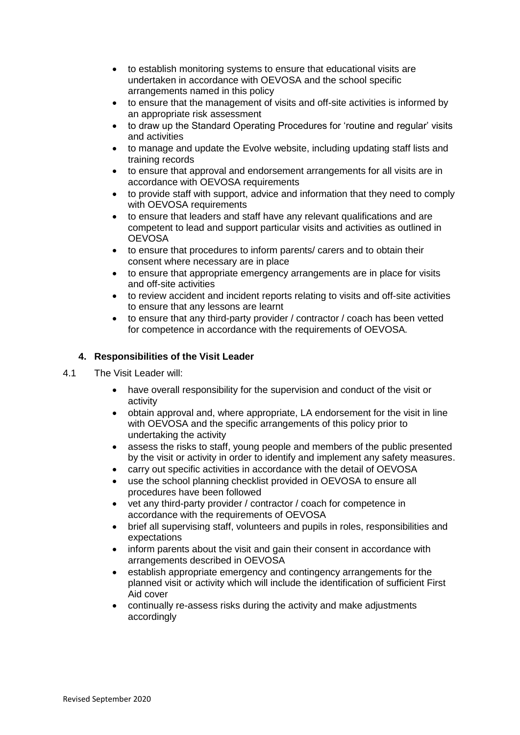- to establish monitoring systems to ensure that educational visits are undertaken in accordance with OEVOSA and the school specific arrangements named in this policy
- to ensure that the management of visits and off-site activities is informed by an appropriate risk assessment
- to draw up the Standard Operating Procedures for 'routine and regular' visits and activities
- to manage and update the Evolve website, including updating staff lists and training records
- to ensure that approval and endorsement arrangements for all visits are in accordance with OEVOSA requirements
- to provide staff with support, advice and information that they need to comply with OEVOSA requirements
- to ensure that leaders and staff have any relevant qualifications and are competent to lead and support particular visits and activities as outlined in OEVOSA
- to ensure that procedures to inform parents/ carers and to obtain their consent where necessary are in place
- to ensure that appropriate emergency arrangements are in place for visits and off-site activities
- to review accident and incident reports relating to visits and off-site activities to ensure that any lessons are learnt
- to ensure that any third-party provider / contractor / coach has been vetted for competence in accordance with the requirements of OEVOSA.

## 4. Responsibilities of the Visit Leader

4.1 The Visit Leader will:

- have overall responsibility for the supervision and conduct of the visit or activity
- obtain approval and, where appropriate, LA endorsement for the visit in line with OEVOSA and the specific arrangements of this policy prior to undertaking the activity
- assess the risks to staff, young people and members of the public presented by the visit or activity in order to identify and implement any safety measures.
- carry out specific activities in accordance with the detail of OEVOSA
- use the school planning checklist provided in OEVOSA to ensure all procedures have been followed
- vet any third-party provider / contractor / coach for competence in accordance with the requirements of OEVOSA
- brief all supervising staff, volunteers and pupils in roles, responsibilities and expectations
- inform parents about the visit and gain their consent in accordance with arrangements described in OEVOSA
- establish appropriate emergency and contingency arrangements for the planned visit or activity which will include the identification of sufficient First Aid cover
- continually re-assess risks during the activity and make adjustments accordingly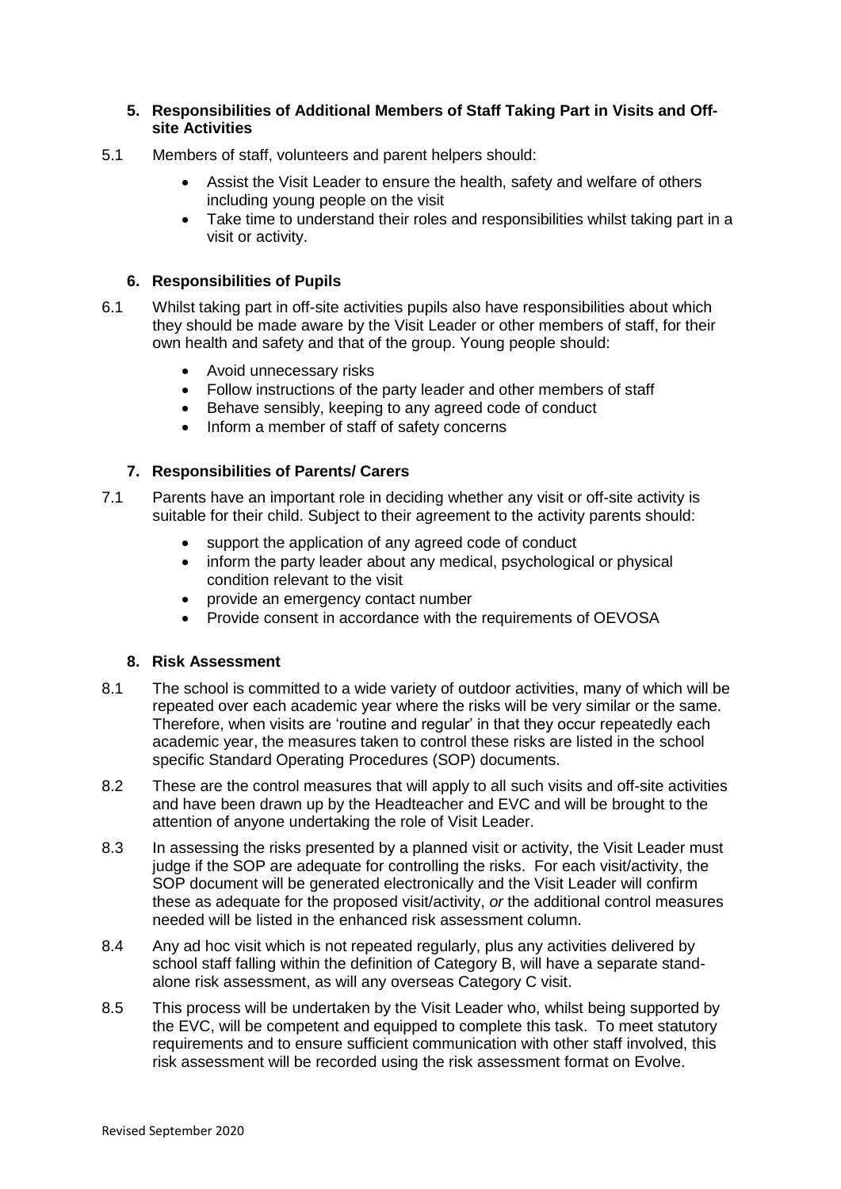## 5. Responsibilities of Additional Members of Staff Taking Part in Visits and Off-site Activities

5.1 Members of staff, volunteers and parent helpers should:

- Assist the Visit Leader to ensure the health, safety and welfare of others including young people on the visit
- Take time to understand their roles and responsibilities whilst taking part in a visit or activity.

## 6. Responsibilities of Pupils

6.1 Whilst taking part in off-site activities pupils also have responsibilities about which they should be made aware by the Visit Leader or other members of staff, for their own health and safety and that of the group. Young people should:

- Avoid unnecessary risks
- Follow instructions of the party leader and other members of staff
- Behave sensibly, keeping to any agreed code of conduct
- Inform a member of staff of safety concerns

## 7. Responsibilities of Parents/ Carers

7.1 Parents have an important role in deciding whether any visit or off-site activity is suitable for their child. Subject to their agreement to the activity parents should:

- support the application of any agreed code of conduct
- inform the party leader about any medical, psychological or physical condition relevant to the visit
- provide an emergency contact number
- Provide consent in accordance with the requirements of OEVOSA

## 8. Risk Assessment

8.1 The school is committed to a wide variety of outdoor activities, many of which will be repeated over each academic year where the risks will be very similar or the same. Therefore, when visits are 'routine and regular' in that they occur repeatedly each academic year, the measures taken to control these risks are listed in the school specific Standard Operating Procedures (SOP) documents.

8.2 These are the control measures that will apply to all such visits and off-site activities and have been drawn up by the Headteacher and EVC and will be brought to the attention of anyone undertaking the role of Visit Leader.

8.3 In assessing the risks presented by a planned visit or activity, the Visit Leader must judge if the SOP are adequate for controlling the risks. For each visit/activity, the SOP document will be generated electronically and the Visit Leader will confirm these as adequate for the proposed visit/activity, *or* the additional control measures needed will be listed in the enhanced risk assessment column.

8.4 Any ad hoc visit which is not repeated regularly, plus any activities delivered by school staff falling within the definition of Category B, will have a separate stand-alone risk assessment, as will any overseas Category C visit.

8.5 This process will be undertaken by the Visit Leader who, whilst being supported by the EVC, will be competent and equipped to complete this task. To meet statutory requirements and to ensure sufficient communication with other staff involved, this risk assessment will be recorded using the risk assessment format on Evolve.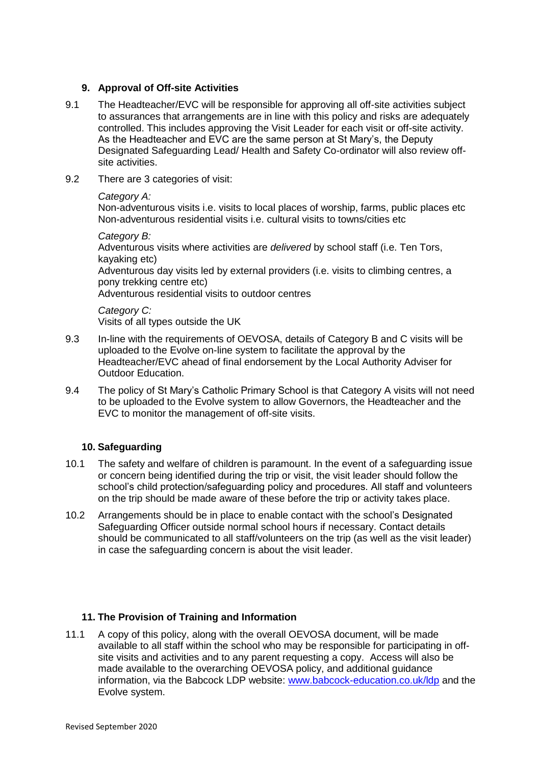## 9. Approval of Off-site Activities

9.1 The Headteacher/EVC will be responsible for approving all off-site activities subject to assurances that arrangements are in line with this policy and risks are adequately controlled. This includes approving the Visit Leader for each visit or off-site activity. As the Headteacher and EVC are the same person at St Mary's, the Deputy Designated Safeguarding Lead/ Health and Safety Co-ordinator will also review off-site activities.

9.2 There are 3 categories of visit:

*Category A:*
Non-adventurous visits i.e. visits to local places of worship, farms, public places etc
Non-adventurous residential visits i.e. cultural visits to towns/cities etc

*Category B:*
Adventurous visits where activities are *delivered* by school staff (i.e. Ten Tors, kayaking etc)
Adventurous day visits led by external providers (i.e. visits to climbing centres, a pony trekking centre etc)
Adventurous residential visits to outdoor centres

*Category C:*
Visits of all types outside the UK

9.3 In-line with the requirements of OEVOSA, details of Category B and C visits will be uploaded to the Evolve on-line system to facilitate the approval by the Headteacher/EVC ahead of final endorsement by the Local Authority Adviser for Outdoor Education.

9.4 The policy of St Mary's Catholic Primary School is that Category A visits will not need to be uploaded to the Evolve system to allow Governors, the Headteacher and the EVC to monitor the management of off-site visits.

## 10. Safeguarding

10.1 The safety and welfare of children is paramount. In the event of a safeguarding issue or concern being identified during the trip or visit, the visit leader should follow the school's child protection/safeguarding policy and procedures. All staff and volunteers on the trip should be made aware of these before the trip or activity takes place.

10.2 Arrangements should be in place to enable contact with the school's Designated Safeguarding Officer outside normal school hours if necessary. Contact details should be communicated to all staff/volunteers on the trip (as well as the visit leader) in case the safeguarding concern is about the visit leader.

## 11. The Provision of Training and Information

11.1 A copy of this policy, along with the overall OEVOSA document, will be made available to all staff within the school who may be responsible for participating in off-site visits and activities and to any parent requesting a copy. Access will also be made available to the overarching OEVOSA policy, and additional guidance information, via the Babcock LDP website: [www.babcock-education.co.uk/ldp](http://www.babcock-education.co.uk/ldp) and the Evolve system.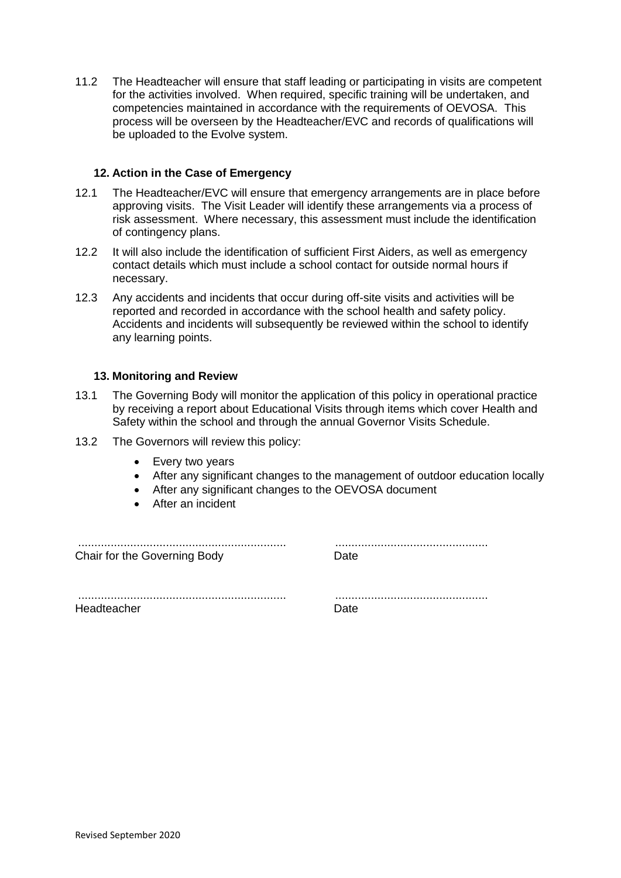11.2 The Headteacher will ensure that staff leading or participating in visits are competent for the activities involved. When required, specific training will be undertaken, and competencies maintained in accordance with the requirements of OEVOSA. This process will be overseen by the Headteacher/EVC and records of qualifications will be uploaded to the Evolve system.

## 12. Action in the Case of Emergency

12.1 The Headteacher/EVC will ensure that emergency arrangements are in place before approving visits. The Visit Leader will identify these arrangements via a process of risk assessment. Where necessary, this assessment must include the identification of contingency plans.

12.2 It will also include the identification of sufficient First Aiders, as well as emergency contact details which must include a school contact for outside normal hours if necessary.

12.3 Any accidents and incidents that occur during off-site visits and activities will be reported and recorded in accordance with the school health and safety policy. Accidents and incidents will subsequently be reviewed within the school to identify any learning points.

## 13. Monitoring and Review

13.1 The Governing Body will monitor the application of this policy in operational practice by receiving a report about Educational Visits through items which cover Health and Safety within the school and through the annual Governor Visits Schedule.

13.2 The Governors will review this policy:

- Every two years
- After any significant changes to the management of outdoor education locally
- After any significant changes to the OEVOSA document
- After an incident

................................................................ ...............................................

Chair for the Governing Body Date

................................................................ ...............................................

Headteacher Date

Revised September 2020